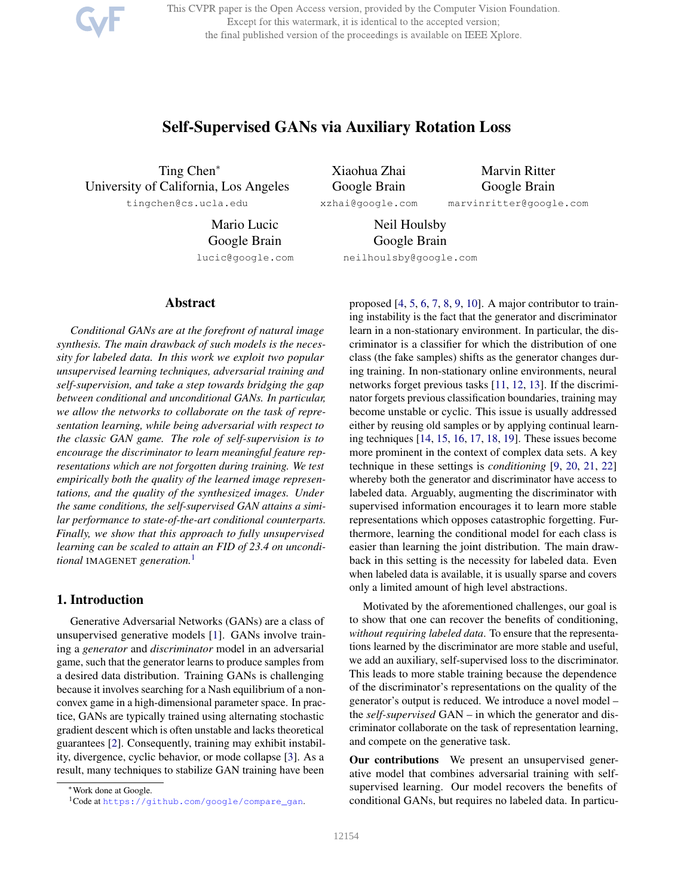# Self-Supervised GANs via Auxiliary Rotation Loss

Ting Chen*
University of California, Los Angeles
tingchen@cs.ucla.edu

Xiaohua Zhai
Google Brain
xzhai@google.com

Marvin Ritter
Google Brain
marvinritter@google.com

Mario Lucic
Google Brain
lucic@google.com

Neil Houlsby
Google Brain
neilhoulsby@google.com

## Abstract

*Conditional GANs are at the forefront of natural image synthesis. The main drawback of such models is the necessity for labeled data. In this work we exploit two popular unsupervised learning techniques, adversarial training and self-supervision, and take a step towards bridging the gap between conditional and unconditional GANs. In particular, we allow the networks to collaborate on the task of representation learning, while being adversarial with respect to the classic GAN game. The role of self-supervision is to encourage the discriminator to learn meaningful feature representations which are not forgotten during training. We test empirically both the quality of the learned image representations, and the quality of the synthesized images. Under the same conditions, the self-supervised GAN attains a similar performance to state-of-the-art conditional counterparts. Finally, we show that this approach to fully unsupervised learning can be scaled to attain an FID of 23.4 on unconditional* IMAGENET *generation.*[1]

## 1. Introduction

Generative Adversarial Networks (GANs) are a class of unsupervised generative models [1]. GANs involve training a *generator* and *discriminator* model in an adversarial game, such that the generator learns to produce samples from a desired data distribution. Training GANs is challenging because it involves searching for a Nash equilibrium of a non-convex game in a high-dimensional parameter space. In practice, GANs are typically trained using alternating stochastic gradient descent which is often unstable and lacks theoretical guarantees [2]. Consequently, training may exhibit instability, divergence, cyclic behavior, or mode collapse [3]. As a result, many techniques to stabilize GAN training have been proposed [4, 5, 6, 7, 8, 9, 10]. A major contributor to training instability is the fact that the generator and discriminator learn in a non-stationary environment. In particular, the discriminator is a classifier for which the distribution of one class (the fake samples) shifts as the generator changes during training. In non-stationary online environments, neural networks forget previous tasks [11, 12, 13]. If the discriminator forgets previous classification boundaries, training may become unstable or cyclic. This issue is usually addressed either by reusing old samples or by applying continual learning techniques [14, 15, 16, 17, 18, 19]. These issues become more prominent in the context of complex data sets. A key technique in these settings is *conditioning* [9, 20, 21, 22] whereby both the generator and discriminator have access to labeled data. Arguably, augmenting the discriminator with supervised information encourages it to learn more stable representations which opposes catastrophic forgetting. Furthermore, learning the conditional model for each class is easier than learning the joint distribution. The main drawback in this setting is the necessity for labeled data. Even when labeled data is available, it is usually sparse and covers only a limited amount of high level abstractions.

Motivated by the aforementioned challenges, our goal is to show that one can recover the benefits of conditioning, *without requiring labeled data*. To ensure that the representations learned by the discriminator are more stable and useful, we add an auxiliary, self-supervised loss to the discriminator. This leads to more stable training because the dependence of the discriminator's representations on the quality of the generator's output is reduced. We introduce a novel model – the *self-supervised* GAN – in which the generator and discriminator collaborate on the task of representation learning, and compete on the generative task.

**Our contributions** We present an unsupervised generative model that combines adversarial training with self-supervised learning. Our model recovers the benefits of conditional GANs, but requires no labeled data. In particu-

*Work done at Google.

[1]Code at https://github.com/google/compare_gan.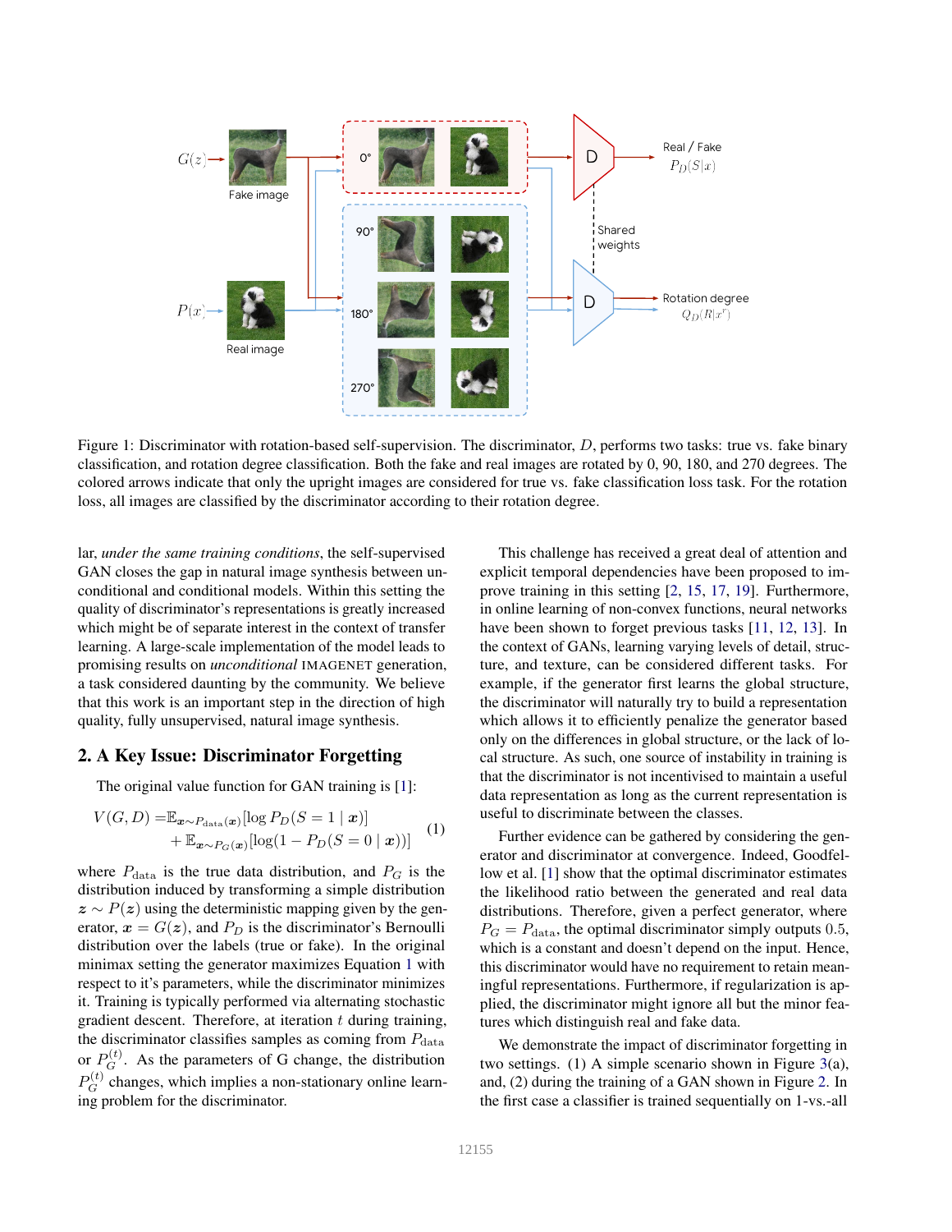Figure 1: Discriminator with rotation-based self-supervision. The discriminator, $D$, performs two tasks: true vs. fake binary classification, and rotation degree classification. Both the fake and real images are rotated by 0, 90, 180, and 270 degrees. The colored arrows indicate that only the upright images are considered for true vs. fake classification loss task. For the rotation loss, all images are classified by the discriminator according to their rotation degree.

lar, *under the same training conditions*, the self-supervised GAN closes the gap in natural image synthesis between unconditional and conditional models. Within this setting the quality of discriminator's representations is greatly increased which might be of separate interest in the context of transfer learning. A large-scale implementation of the model leads to promising results on *unconditional* IMAGENET generation, a task considered daunting by the community. We believe that this work is an important step in the direction of high quality, fully unsupervised, natural image synthesis.

## 2. A Key Issue: Discriminator Forgetting

The original value function for GAN training is [1]:

$$V(G, D) = \mathbb{E}_{\boldsymbol{x}\sim P_{\text{data}}(\boldsymbol{x})}[\log P_D(S = 1 \mid \boldsymbol{x})] + \mathbb{E}_{\boldsymbol{x}\sim P_G(\boldsymbol{x})}[\log(1 - P_D(S = 0 \mid \boldsymbol{x}))] \quad (1)$$

where $P_{\text{data}}$ is the true data distribution, and $P_G$ is the distribution induced by transforming a simple distribution $\boldsymbol{z} \sim P(\boldsymbol{z})$ using the deterministic mapping given by the generator, $\boldsymbol{x} = G(\boldsymbol{z})$, and $P_D$ is the discriminator's Bernoulli distribution over the labels (true or fake). In the original minimax setting the generator maximizes Equation 1 with respect to it's parameters, while the discriminator minimizes it. Training is typically performed via alternating stochastic gradient descent. Therefore, at iteration $t$ during training, the discriminator classifies samples as coming from $P_{\text{data}}$ or $P_G^{(t)}$. As the parameters of G change, the distribution $P_G^{(t)}$ changes, which implies a non-stationary online learning problem for the discriminator.

This challenge has received a great deal of attention and explicit temporal dependencies have been proposed to improve training in this setting [2, 15, 17, 19]. Furthermore, in online learning of non-convex functions, neural networks have been shown to forget previous tasks [11, 12, 13]. In the context of GANs, learning varying levels of detail, structure, and texture, can be considered different tasks. For example, if the generator first learns the global structure, the discriminator will naturally try to build a representation which allows it to efficiently penalize the generator based only on the differences in global structure, or the lack of local structure. As such, one source of instability in training is that the discriminator is not incentivised to maintain a useful data representation as long as the current representation is useful to discriminate between the classes.

Further evidence can be gathered by considering the generator and discriminator at convergence. Indeed, Goodfellow et al. [1] show that the optimal discriminator estimates the likelihood ratio between the generated and real data distributions. Therefore, given a perfect generator, where $P_G = P_{\text{data}}$, the optimal discriminator simply outputs 0.5, which is a constant and doesn't depend on the input. Hence, this discriminator would have no requirement to retain meaningful representations. Furthermore, if regularization is applied, the discriminator might ignore all but the minor features which distinguish real and fake data.

We demonstrate the impact of discriminator forgetting in two settings. (1) A simple scenario shown in Figure 3(a), and, (2) during the training of a GAN shown in Figure 2. In the first case a classifier is trained sequentially on 1-vs.-all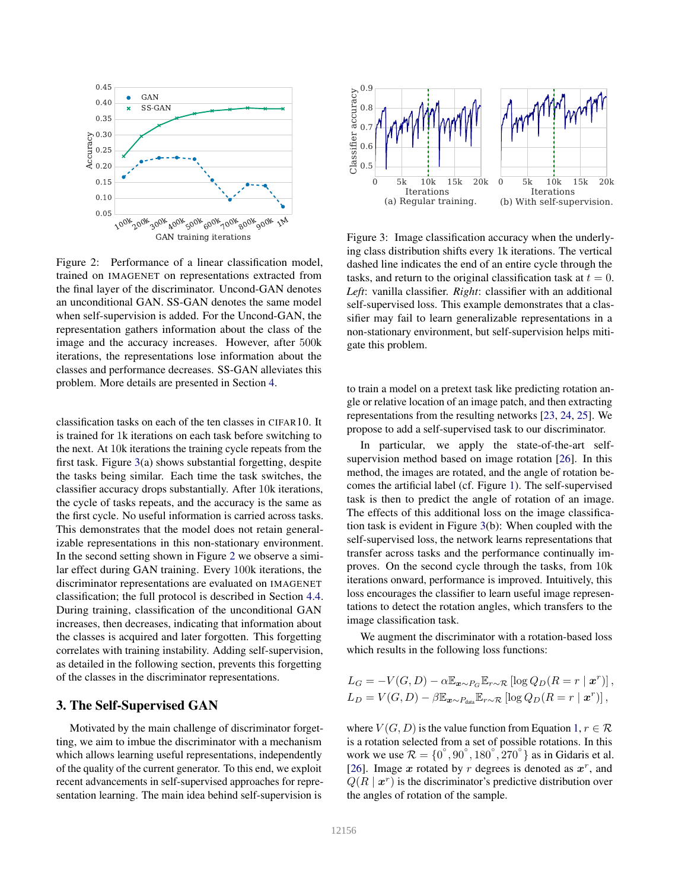Figure 2: Performance of a linear classification model, trained on IMAGENET on representations extracted from the final layer of the discriminator. Uncond-GAN denotes an unconditional GAN. SS-GAN denotes the same model when self-supervision is added. For the Uncond-GAN, the representation gathers information about the class of the image and the accuracy increases. However, after 500k iterations, the representations lose information about the classes and performance decreases. SS-GAN alleviates this problem. More details are presented in Section 4.

Figure 3: Image classification accuracy when the underlying class distribution shifts every 1k iterations. The vertical dashed line indicates the end of an entire cycle through the tasks, and return to the original classification task at $t = 0$. *Left*: vanilla classifier. *Right*: classifier with an additional self-supervised loss. This example demonstrates that a classifier may fail to learn generalizable representations in a non-stationary environment, but self-supervision helps mitigate this problem.

classification tasks on each of the ten classes in CIFAR10. It is trained for 1k iterations on each task before switching to the next. At 10k iterations the training cycle repeats from the first task. Figure 3(a) shows substantial forgetting, despite the tasks being similar. Each time the task switches, the classifier accuracy drops substantially. After 10k iterations, the cycle of tasks repeats, and the accuracy is the same as the first cycle. No useful information is carried across tasks. This demonstrates that the model does not retain generalizable representations in this non-stationary environment. In the second setting shown in Figure 2 we observe a similar effect during GAN training. Every 100k iterations, the discriminator representations are evaluated on IMAGENET classification; the full protocol is described in Section 4.4. During training, classification of the unconditional GAN increases, then decreases, indicating that information about the classes is acquired and later forgotten. This forgetting correlates with training instability. Adding self-supervision, as detailed in the following section, prevents this forgetting of the classes in the discriminator representations.

## 3. The Self-Supervised GAN

Motivated by the main challenge of discriminator forgetting, we aim to imbue the discriminator with a mechanism which allows learning useful representations, independently of the quality of the current generator. To this end, we exploit recent advancements in self-supervised approaches for representation learning. The main idea behind self-supervision is to train a model on a pretext task like predicting rotation angle or relative location of an image patch, and then extracting representations from the resulting networks [23, 24, 25]. We propose to add a self-supervised task to our discriminator.

In particular, we apply the state-of-the-art self-supervision method based on image rotation [26]. In this method, the images are rotated, and the angle of rotation becomes the artificial label (cf. Figure 1). The self-supervised task is then to predict the angle of rotation of an image. The effects of this additional loss on the image classification task is evident in Figure 3(b): When coupled with the self-supervised loss, the network learns representations that transfer across tasks and the performance continually improves. On the second cycle through the tasks, from 10k iterations onward, performance is improved. Intuitively, this loss encourages the classifier to learn useful image representations to detect the rotation angles, which transfers to the image classification task.

We augment the discriminator with a rotation-based loss which results in the following loss functions:

$$L_G = -V(G, D) - \alpha \mathbb{E}_{\boldsymbol{x} \sim P_G} \mathbb{E}_{r \sim \mathcal{R}} \left[ \log Q_D(R = r \mid \boldsymbol{x}^r) \right],$$
$$L_D = V(G, D) - \beta \mathbb{E}_{\boldsymbol{x} \sim P_{\text{data}}} \mathbb{E}_{r \sim \mathcal{R}} \left[ \log Q_D(R = r \mid \boldsymbol{x}^r) \right],$$

where $V(G, D)$ is the value function from Equation 1, $r \in \mathcal{R}$ is a rotation selected from a set of possible rotations. In this work we use $\mathcal{R} = \{0^\circ, 90^\circ, 180^\circ, 270^\circ\}$ as in Gidaris et al. [26]. Image $\boldsymbol{x}$ rotated by $r$ degrees is denoted as $\boldsymbol{x}^r$, and $Q(R \mid \boldsymbol{x}^r)$ is the discriminator's predictive distribution over the angles of rotation of the sample.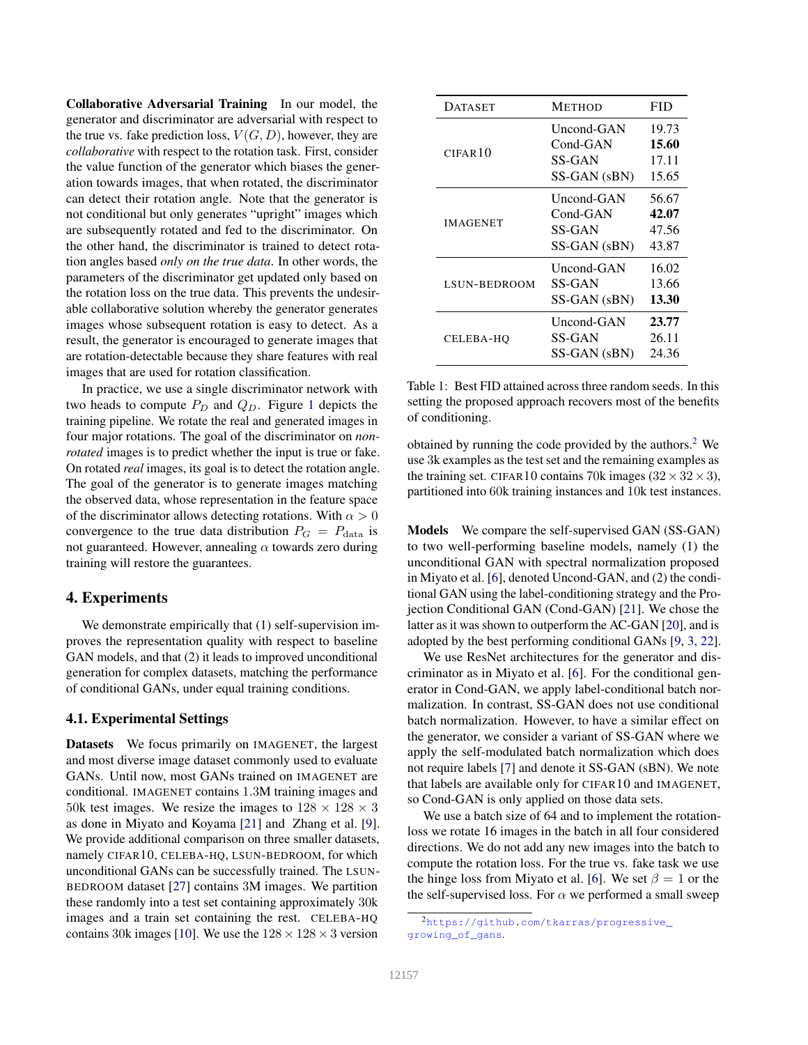**Collaborative Adversarial Training** In our model, the generator and discriminator are adversarial with respect to the true vs. fake prediction loss, $V(G, D)$, however, they are *collaborative* with respect to the rotation task. First, consider the value function of the generator which biases the generation towards images, that when rotated, the discriminator can detect their rotation angle. Note that the generator is not conditional but only generates "upright" images which are subsequently rotated and fed to the discriminator. On the other hand, the discriminator is trained to detect rotation angles based *only on the true data*. In other words, the parameters of the discriminator get updated only based on the rotation loss on the true data. This prevents the undesirable collaborative solution whereby the generator generates images whose subsequent rotation is easy to detect. As a result, the generator is encouraged to generate images that are rotation-detectable because they share features with real images that are used for rotation classification.

In practice, we use a single discriminator network with two heads to compute $P_D$ and $Q_D$. Figure 1 depicts the training pipeline. We rotate the real and generated images in four major rotations. The goal of the discriminator on *non-rotated* images is to predict whether the input is true or fake. On rotated *real* images, its goal is to detect the rotation angle. The goal of the generator is to generate images matching the observed data, whose representation in the feature space of the discriminator allows detecting rotations. With $\alpha > 0$ convergence to the true data distribution $P_G = P_{\text{data}}$ is not guaranteed. However, annealing $\alpha$ towards zero during training will restore the guarantees.

## 4. Experiments

We demonstrate empirically that (1) self-supervision improves the representation quality with respect to baseline GAN models, and that (2) it leads to improved unconditional generation for complex datasets, matching the performance of conditional GANs, under equal training conditions.

### 4.1. Experimental Settings

**Datasets** We focus primarily on IMAGENET, the largest and most diverse image dataset commonly used to evaluate GANs. Until now, most GANs trained on IMAGENET are conditional. IMAGENET contains 1.3M training images and 50k test images. We resize the images to $128 \times 128 \times 3$ as done in Miyato and Koyama [21] and Zhang et al. [9]. We provide additional comparison on three smaller datasets, namely CIFAR10, CELEBA-HQ, LSUN-BEDROOM, for which unconditional GANs can be successfully trained. The LSUN-BEDROOM dataset [27] contains 3M images. We partition these randomly into a test set containing approximately 30k images and a train set containing the rest. CELEBA-HQ contains 30k images [10]. We use the $128 \times 128 \times 3$ version

| Dataset | Method | FID |
|---|---|---|
| CIFAR10 | Uncond-GAN | 19.73 |
| | Cond-GAN | **15.60** |
| | SS-GAN | 17.11 |
| | SS-GAN (sBN) | 15.65 |
| IMAGENET | Uncond-GAN | 56.67 |
| | Cond-GAN | **42.07** |
| | SS-GAN | 47.56 |
| | SS-GAN (sBN) | 43.87 |
| LSUN-BEDROOM | Uncond-GAN | 16.02 |
| | SS-GAN | 13.66 |
| | SS-GAN (sBN) | **13.30** |
| CELEBA-HQ | Uncond-GAN | **23.77** |
| | SS-GAN | 26.11 |
| | SS-GAN (sBN) | 24.36 |

Table 1: Best FID attained across three random seeds. In this setting the proposed approach recovers most of the benefits of conditioning.

obtained by running the code provided by the authors.[2] We use 3k examples as the test set and the remaining examples as the training set. CIFAR10 contains 70k images ($32 \times 32 \times 3$), partitioned into 60k training instances and 10k test instances.

**Models** We compare the self-supervised GAN (SS-GAN) to two well-performing baseline models, namely (1) the unconditional GAN with spectral normalization proposed in Miyato et al. [6], denoted Uncond-GAN, and (2) the conditional GAN using the label-conditioning strategy and the Projection Conditional GAN (Cond-GAN) [21]. We chose the latter as it was shown to outperform the AC-GAN [20], and is adopted by the best performing conditional GANs [9, 3, 22].

We use ResNet architectures for the generator and discriminator as in Miyato et al. [6]. For the conditional generator in Cond-GAN, we apply label-conditional batch normalization. In contrast, SS-GAN does not use conditional batch normalization. However, to have a similar effect on the generator, we consider a variant of SS-GAN where we apply the self-modulated batch normalization which does not require labels [7] and denote it SS-GAN (sBN). We note that labels are available only for CIFAR10 and IMAGENET, so Cond-GAN is only applied on those data sets.

We use a batch size of 64 and to implement the rotation-loss we rotate 16 images in the batch in all four considered directions. We do not add any new images into the batch to compute the rotation loss. For the true vs. fake task we use the hinge loss from Miyato et al. [6]. We set $\beta = 1$ or the the self-supervised loss. For $\alpha$ we performed a small sweep

[2] https://github.com/tkarras/progressive_growing_of_gans.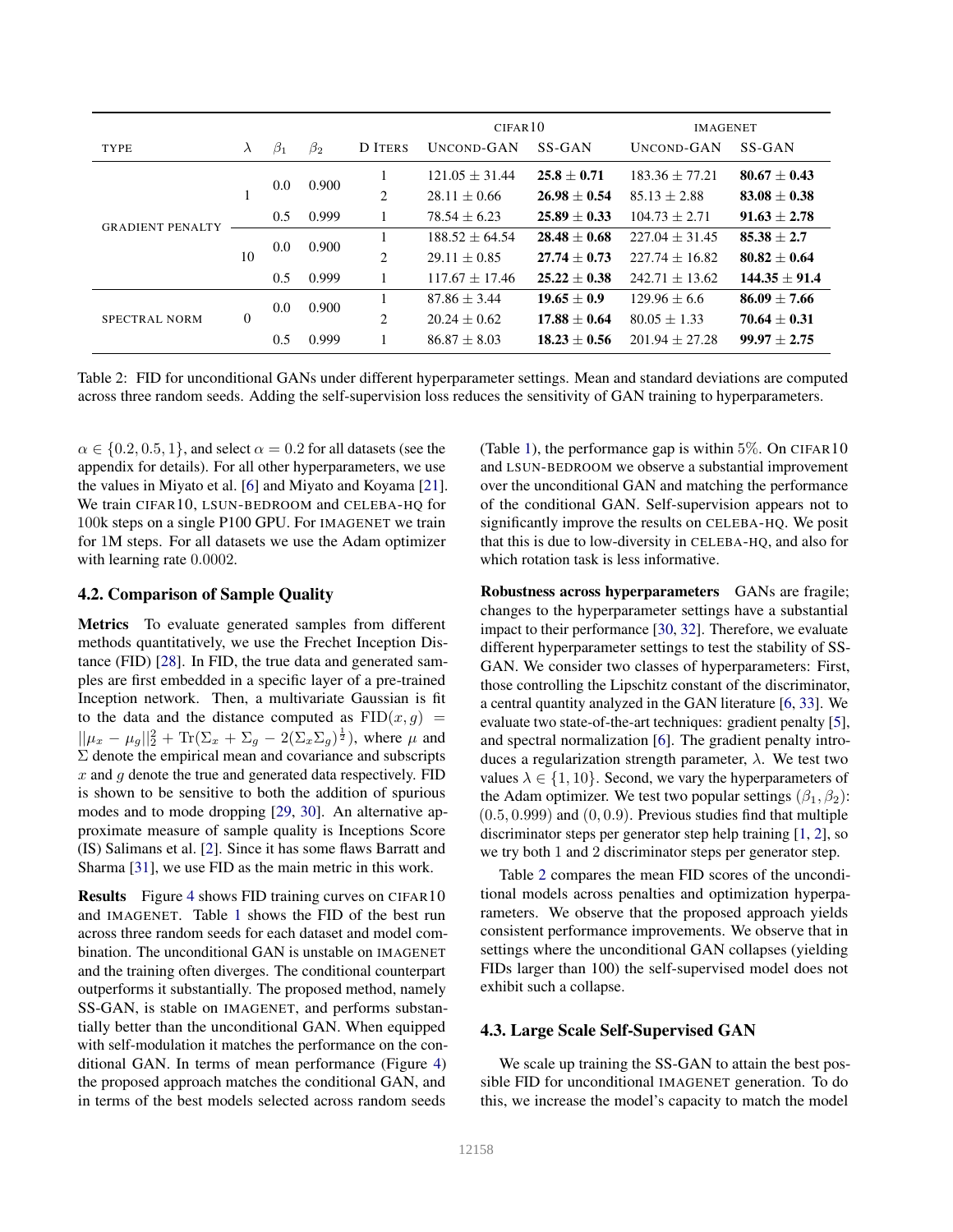| Type | $\lambda$ | $\beta_1$ | $\beta_2$ | D Iters | CIFAR10 Uncond-GAN | CIFAR10 SS-GAN | ImageNet Uncond-GAN | ImageNet SS-GAN |
|---|---|---|---|---|---|---|---|---|
| Gradient Penalty | 1 | 0.0 | 0.900 | 1 | $121.05 \pm 31.44$ | $\mathbf{25.8 \pm 0.71}$ | $183.36 \pm 77.21$ | $\mathbf{80.67 \pm 0.43}$ |
| | | | | 2 | $28.11 \pm 0.66$ | $\mathbf{26.98 \pm 0.54}$ | $85.13 \pm 2.88$ | $\mathbf{83.08 \pm 0.38}$ |
| | | 0.5 | 0.999 | 1 | $78.54 \pm 6.23$ | $\mathbf{25.89 \pm 0.33}$ | $104.73 \pm 2.71$ | $\mathbf{91.63 \pm 2.78}$ |
| | 10 | 0.0 | 0.900 | 1 | $188.52 \pm 64.54$ | $\mathbf{28.48 \pm 0.68}$ | $227.04 \pm 31.45$ | $\mathbf{85.38 \pm 2.7}$ |
| | | | | 2 | $29.11 \pm 0.85$ | $\mathbf{27.74 \pm 0.73}$ | $227.74 \pm 16.82$ | $\mathbf{80.82 \pm 0.64}$ |
| | | 0.5 | 0.999 | 1 | $117.67 \pm 17.46$ | $\mathbf{25.22 \pm 0.38}$ | $242.71 \pm 13.62$ | $\mathbf{144.35 \pm 91.4}$ |
| Spectral Norm | 0 | 0.0 | 0.900 | 1 | $87.86 \pm 3.44$ | $\mathbf{19.65 \pm 0.9}$ | $129.96 \pm 6.6$ | $\mathbf{86.09 \pm 7.66}$ |
| | | | | 2 | $20.24 \pm 0.62$ | $\mathbf{17.88 \pm 0.64}$ | $80.05 \pm 1.33$ | $\mathbf{70.64 \pm 0.31}$ |
| | | 0.5 | 0.999 | 1 | $86.87 \pm 8.03$ | $\mathbf{18.23 \pm 0.56}$ | $201.94 \pm 27.28$ | $\mathbf{99.97 \pm 2.75}$ |

Table 2: FID for unconditional GANs under different hyperparameter settings. Mean and standard deviations are computed across three random seeds. Adding the self-supervision loss reduces the sensitivity of GAN training to hyperparameters.

$\alpha \in \{0.2, 0.5, 1\}$, and select $\alpha = 0.2$ for all datasets (see the appendix for details). For all other hyperparameters, we use the values in Miyato et al. [6] and Miyato and Koyama [21]. We train CIFAR10, LSUN-BEDROOM and CELEBA-HQ for 100k steps on a single P100 GPU. For IMAGENET we train for 1M steps. For all datasets we use the Adam optimizer with learning rate 0.0002.

## 4.2. Comparison of Sample Quality

**Metrics** To evaluate generated samples from different methods quantitatively, we use the Frechet Inception Distance (FID) [28]. In FID, the true data and generated samples are first embedded in a specific layer of a pre-trained Inception network. Then, a multivariate Gaussian is fit to the data and the distance computed as $\text{FID}(x, g) = ||\mu_x - \mu_g||_2^2 + \text{Tr}(\Sigma_x + \Sigma_g - 2(\Sigma_x \Sigma_g)^{\frac{1}{2}})$, where $\mu$ and $\Sigma$ denote the empirical mean and covariance and subscripts $x$ and $g$ denote the true and generated data respectively. FID is shown to be sensitive to both the addition of spurious modes and to mode dropping [29, 30]. An alternative approximate measure of sample quality is Inceptions Score (IS) Salimans et al. [2]. Since it has some flaws Barratt and Sharma [31], we use FID as the main metric in this work.

**Results** Figure 4 shows FID training curves on CIFAR10 and IMAGENET. Table 1 shows the FID of the best run across three random seeds for each dataset and model combination. The unconditional GAN is unstable on IMAGENET and the training often diverges. The conditional counterpart outperforms it substantially. The proposed method, namely SS-GAN, is stable on IMAGENET, and performs substantially better than the unconditional GAN. When equipped with self-modulation it matches the performance on the conditional GAN. In terms of mean performance (Figure 4) the proposed approach matches the conditional GAN, and in terms of the best models selected across random seeds (Table 1), the performance gap is within 5%. On CIFAR10 and LSUN-BEDROOM we observe a substantial improvement over the unconditional GAN and matching the performance of the conditional GAN. Self-supervision appears not to significantly improve the results on CELEBA-HQ. We posit that this is due to low-diversity in CELEBA-HQ, and also for which rotation task is less informative.

**Robustness across hyperparameters** GANs are fragile; changes to the hyperparameter settings have a substantial impact to their performance [30, 32]. Therefore, we evaluate different hyperparameter settings to test the stability of SS-GAN. We consider two classes of hyperparameters: First, those controlling the Lipschitz constant of the discriminator, a central quantity analyzed in the GAN literature [6, 33]. We evaluate two state-of-the-art techniques: gradient penalty [5], and spectral normalization [6]. The gradient penalty introduces a regularization strength parameter, $\lambda$. We test two values $\lambda \in \{1, 10\}$. Second, we vary the hyperparameters of the Adam optimizer. We test two popular settings $(\beta_1, \beta_2)$: $(0.5, 0.999)$ and $(0, 0.9)$. Previous studies find that multiple discriminator steps per generator step help training [1, 2], so we try both 1 and 2 discriminator steps per generator step.

Table 2 compares the mean FID scores of the unconditional models across penalties and optimization hyperparameters. We observe that the proposed approach yields consistent performance improvements. We observe that in settings where the unconditional GAN collapses (yielding FIDs larger than 100) the self-supervised model does not exhibit such a collapse.

## 4.3. Large Scale Self-Supervised GAN

We scale up training the SS-GAN to attain the best possible FID for unconditional IMAGENET generation. To do this, we increase the model's capacity to match the model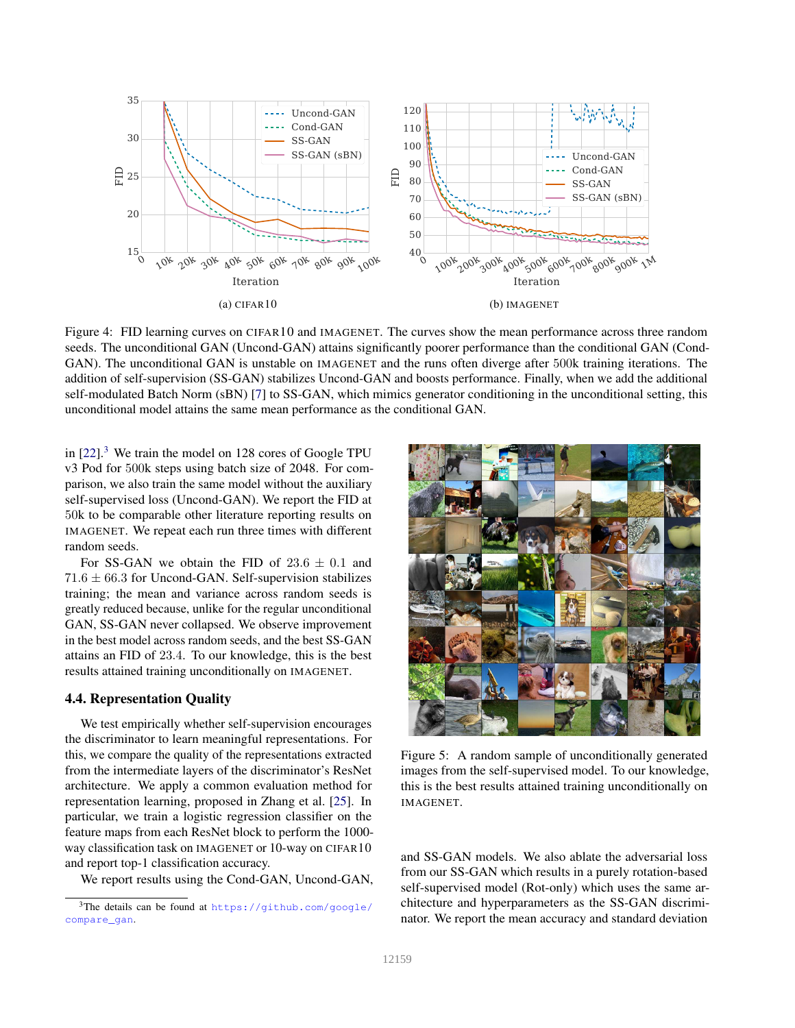Figure 4: FID learning curves on CIFAR10 and IMAGENET. The curves show the mean performance across three random seeds. The unconditional GAN (Uncond-GAN) attains significantly poorer performance than the conditional GAN (Cond-GAN). The unconditional GAN is unstable on IMAGENET and the runs often diverge after 500k training iterations. The addition of self-supervision (SS-GAN) stabilizes Uncond-GAN and boosts performance. Finally, when we add the additional self-modulated Batch Norm (sBN) [7] to SS-GAN, which mimics generator conditioning in the unconditional setting, this unconditional model attains the same mean performance as the conditional GAN.

in [22].[3] We train the model on 128 cores of Google TPU v3 Pod for 500k steps using batch size of 2048. For comparison, we also train the same model without the auxiliary self-supervised loss (Uncond-GAN). We report the FID at 50k to be comparable other literature reporting results on IMAGENET. We repeat each run three times with different random seeds.

For SS-GAN we obtain the FID of $23.6 \pm 0.1$ and $71.6 \pm 66.3$ for Uncond-GAN. Self-supervision stabilizes training; the mean and variance across random seeds is greatly reduced because, unlike for the regular unconditional GAN, SS-GAN never collapsed. We observe improvement in the best model across random seeds, and the best SS-GAN attains an FID of 23.4. To our knowledge, this is the best results attained training unconditionally on IMAGENET.

Figure 5: A random sample of unconditionally generated images from the self-supervised model. To our knowledge, this is the best results attained training unconditionally on IMAGENET.

## 4.4. Representation Quality

We test empirically whether self-supervision encourages the discriminator to learn meaningful representations. For this, we compare the quality of the representations extracted from the intermediate layers of the discriminator's ResNet architecture. We apply a common evaluation method for representation learning, proposed in Zhang et al. [25]. In particular, we train a logistic regression classifier on the feature maps from each ResNet block to perform the 1000-way classification task on IMAGENET or 10-way on CIFAR10 and report top-1 classification accuracy.

We report results using the Cond-GAN, Uncond-GAN, and SS-GAN models. We also ablate the adversarial loss from our SS-GAN which results in a purely rotation-based self-supervised model (Rot-only) which uses the same architecture and hyperparameters as the SS-GAN discriminator. We report the mean accuracy and standard deviation

[3] The details can be found at https://github.com/google/compare_gan.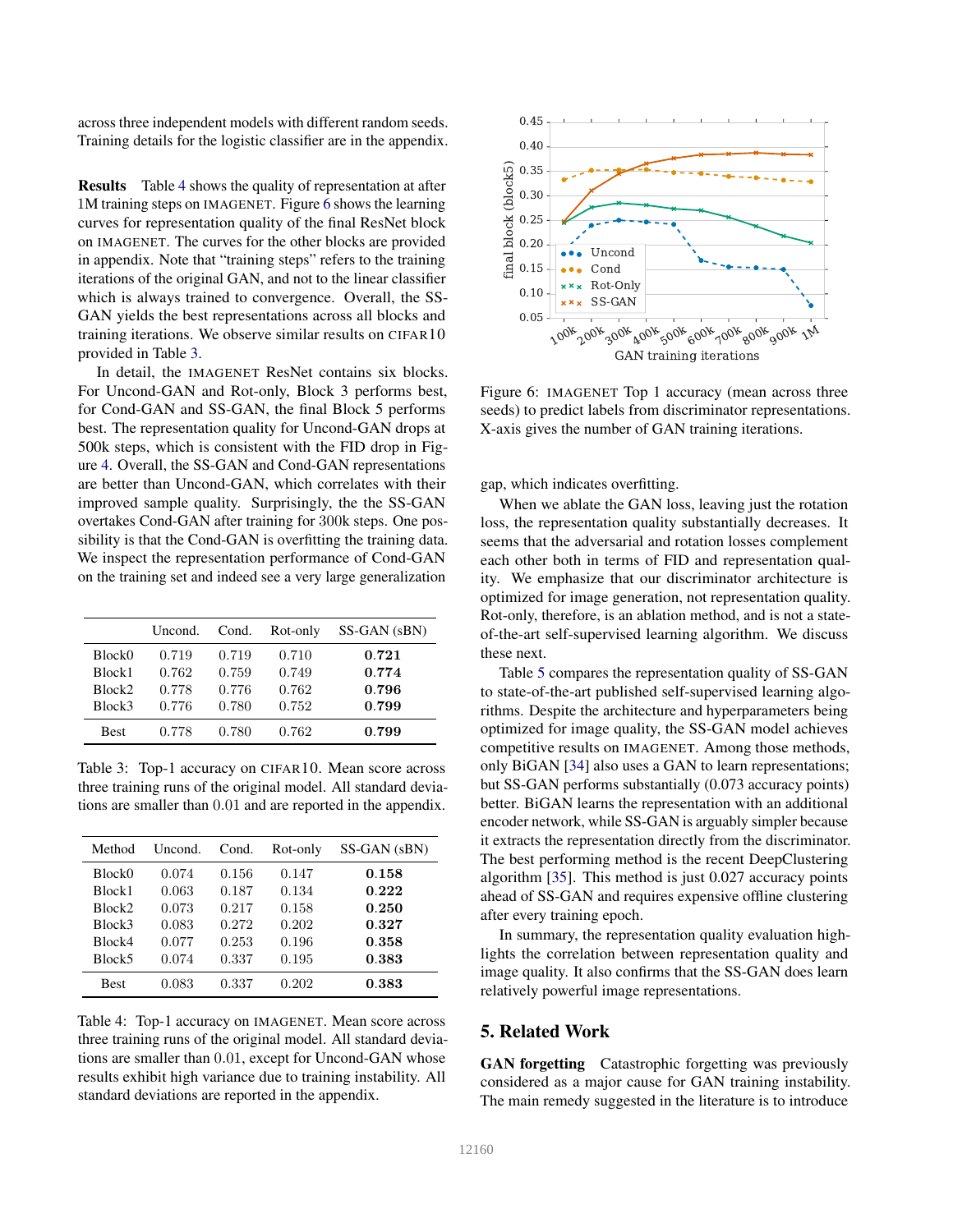across three independent models with different random seeds. Training details for the logistic classifier are in the appendix.

**Results** Table 4 shows the quality of representation at after 1M training steps on IMAGENET. Figure 6 shows the learning curves for representation quality of the final ResNet block on IMAGENET. The curves for the other blocks are provided in appendix. Note that "training steps" refers to the training iterations of the original GAN, and not to the linear classifier which is always trained to convergence. Overall, the SS-GAN yields the best representations across all blocks and training iterations. We observe similar results on CIFAR10 provided in Table 3.

In detail, the IMAGENET ResNet contains six blocks. For Uncond-GAN and Rot-only, Block 3 performs best, for Cond-GAN and SS-GAN, the final Block 5 performs best. The representation quality for Uncond-GAN drops at 500k steps, which is consistent with the FID drop in Figure 4. Overall, the SS-GAN and Cond-GAN representations are better than Uncond-GAN, which correlates with their improved sample quality. Surprisingly, the the SS-GAN overtakes Cond-GAN after training for 300k steps. One possibility is that the Cond-GAN is overfitting the training data. We inspect the representation performance of Cond-GAN on the training set and indeed see a very large generalization gap, which indicates overfitting.

|  | Uncond. | Cond. | Rot-only | SS-GAN (sBN) |
|---|---|---|---|---|
| Block0 | 0.719 | 0.719 | 0.710 | **0.721** |
| Block1 | 0.762 | 0.759 | 0.749 | **0.774** |
| Block2 | 0.778 | 0.776 | 0.762 | **0.796** |
| Block3 | 0.776 | 0.780 | 0.752 | **0.799** |
| Best | 0.778 | 0.780 | 0.762 | **0.799** |

Table 3: Top-1 accuracy on CIFAR10. Mean score across three training runs of the original model. All standard deviations are smaller than 0.01 and are reported in the appendix.

| Method | Uncond. | Cond. | Rot-only | SS-GAN (sBN) |
|---|---|---|---|---|
| Block0 | 0.074 | 0.156 | 0.147 | **0.158** |
| Block1 | 0.063 | 0.187 | 0.134 | **0.222** |
| Block2 | 0.073 | 0.217 | 0.158 | **0.250** |
| Block3 | 0.083 | 0.272 | 0.202 | **0.327** |
| Block4 | 0.077 | 0.253 | 0.196 | **0.358** |
| Block5 | 0.074 | 0.337 | 0.195 | **0.383** |
| Best | 0.083 | 0.337 | 0.202 | **0.383** |

Table 4: Top-1 accuracy on IMAGENET. Mean score across three training runs of the original model. All standard deviations are smaller than 0.01, except for Uncond-GAN whose results exhibit high variance due to training instability. All standard deviations are reported in the appendix.

Figure 6: IMAGENET Top 1 accuracy (mean across three seeds) to predict labels from discriminator representations. X-axis gives the number of GAN training iterations.

When we ablate the GAN loss, leaving just the rotation loss, the representation quality substantially decreases. It seems that the adversarial and rotation losses complement each other both in terms of FID and representation quality. We emphasize that our discriminator architecture is optimized for image generation, not representation quality. Rot-only, therefore, is an ablation method, and is not a state-of-the-art self-supervised learning algorithm. We discuss these next.

Table 5 compares the representation quality of SS-GAN to state-of-the-art published self-supervised learning algorithms. Despite the architecture and hyperparameters being optimized for image quality, the SS-GAN model achieves competitive results on IMAGENET. Among those methods, only BiGAN [34] also uses a GAN to learn representations; but SS-GAN performs substantially (0.073 accuracy points) better. BiGAN learns the representation with an additional encoder network, while SS-GAN is arguably simpler because it extracts the representation directly from the discriminator. The best performing method is the recent DeepClustering algorithm [35]. This method is just 0.027 accuracy points ahead of SS-GAN and requires expensive offline clustering after every training epoch.

In summary, the representation quality evaluation highlights the correlation between representation quality and image quality. It also confirms that the SS-GAN does learn relatively powerful image representations.

## 5. Related Work

**GAN forgetting** Catastrophic forgetting was previously considered as a major cause for GAN training instability. The main remedy suggested in the literature is to introduce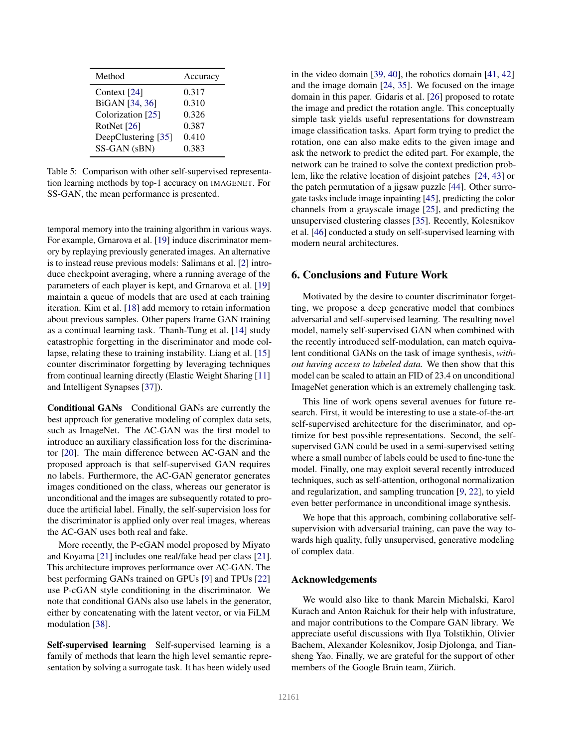| Method | Accuracy |
|---|---|
| Context [24] | 0.317 |
| BiGAN [34, 36] | 0.310 |
| Colorization [25] | 0.326 |
| RotNet [26] | 0.387 |
| DeepClustering [35] | 0.410 |
| SS-GAN (sBN) | 0.383 |

Table 5: Comparison with other self-supervised representation learning methods by top-1 accuracy on IMAGENET. For SS-GAN, the mean performance is presented.

temporal memory into the training algorithm in various ways. For example, Grnarova et al. [19] induce discriminator memory by replaying previously generated images. An alternative is to instead reuse previous models: Salimans et al. [2] introduce checkpoint averaging, where a running average of the parameters of each player is kept, and Grnarova et al. [19] maintain a queue of models that are used at each training iteration. Kim et al. [18] add memory to retain information about previous samples. Other papers frame GAN training as a continual learning task. Thanh-Tung et al. [14] study catastrophic forgetting in the discriminator and mode collapse, relating these to training instability. Liang et al. [15] counter discriminator forgetting by leveraging techniques from continual learning directly (Elastic Weight Sharing [11] and Intelligent Synapses [37]).

**Conditional GANs** Conditional GANs are currently the best approach for generative modeling of complex data sets, such as ImageNet. The AC-GAN was the first model to introduce an auxiliary classification loss for the discriminator [20]. The main difference between AC-GAN and the proposed approach is that self-supervised GAN requires no labels. Furthermore, the AC-GAN generator generates images conditioned on the class, whereas our generator is unconditional and the images are subsequently rotated to produce the artificial label. Finally, the self-supervision loss for the discriminator is applied only over real images, whereas the AC-GAN uses both real and fake.

More recently, the P-cGAN model proposed by Miyato and Koyama [21] includes one real/fake head per class [21]. This architecture improves performance over AC-GAN. The best performing GANs trained on GPUs [9] and TPUs [22] use P-cGAN style conditioning in the discriminator. We note that conditional GANs also use labels in the generator, either by concatenating with the latent vector, or via FiLM modulation [38].

**Self-supervised learning** Self-supervised learning is a family of methods that learn the high level semantic representation by solving a surrogate task. It has been widely used in the video domain [39, 40], the robotics domain [41, 42] and the image domain [24, 35]. We focused on the image domain in this paper. Gidaris et al. [26] proposed to rotate the image and predict the rotation angle. This conceptually simple task yields useful representations for downstream image classification tasks. Apart form trying to predict the rotation, one can also make edits to the given image and ask the network to predict the edited part. For example, the network can be trained to solve the context prediction problem, like the relative location of disjoint patches [24, 43] or the patch permutation of a jigsaw puzzle [44]. Other surrogate tasks include image inpainting [45], predicting the color channels from a grayscale image [25], and predicting the unsupervised clustering classes [35]. Recently, Kolesnikov et al. [46] conducted a study on self-supervised learning with modern neural architectures.

## 6. Conclusions and Future Work

Motivated by the desire to counter discriminator forgetting, we propose a deep generative model that combines adversarial and self-supervised learning. The resulting novel model, namely self-supervised GAN when combined with the recently introduced self-modulation, can match equivalent conditional GANs on the task of image synthesis, *without having access to labeled data.* We then show that this model can be scaled to attain an FID of 23.4 on unconditional ImageNet generation which is an extremely challenging task.

This line of work opens several avenues for future research. First, it would be interesting to use a state-of-the-art self-supervised architecture for the discriminator, and optimize for best possible representations. Second, the self-supervised GAN could be used in a semi-supervised setting where a small number of labels could be used to fine-tune the model. Finally, one may exploit several recently introduced techniques, such as self-attention, orthogonal normalization and regularization, and sampling truncation [9, 22], to yield even better performance in unconditional image synthesis.

We hope that this approach, combining collaborative self-supervision with adversarial training, can pave the way towards high quality, fully unsupervised, generative modeling of complex data.

### Acknowledgements

We would also like to thank Marcin Michalski, Karol Kurach and Anton Raichuk for their help with infustrature, and major contributions to the Compare GAN library. We appreciate useful discussions with Ilya Tolstikhin, Olivier Bachem, Alexander Kolesnikov, Josip Djolonga, and Tiansheng Yao. Finally, we are grateful for the support of other members of the Google Brain team, Zürich.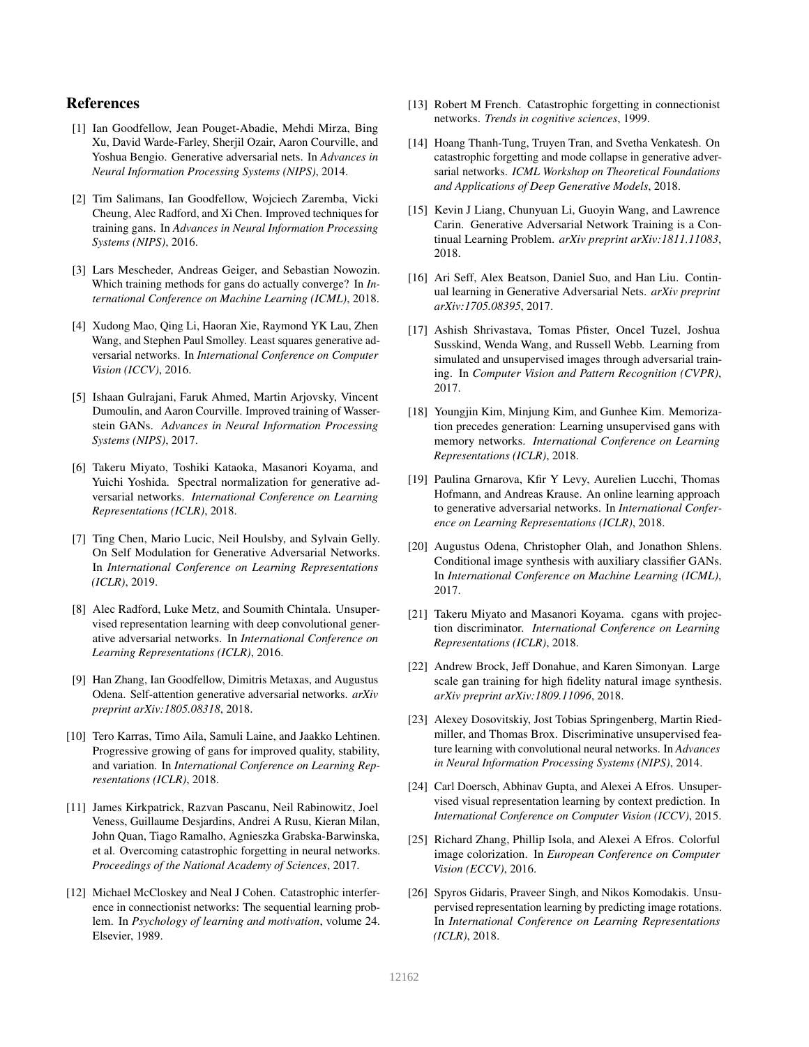## References

[1] Ian Goodfellow, Jean Pouget-Abadie, Mehdi Mirza, Bing Xu, David Warde-Farley, Sherjil Ozair, Aaron Courville, and Yoshua Bengio. Generative adversarial nets. In *Advances in Neural Information Processing Systems (NIPS)*, 2014.

[2] Tim Salimans, Ian Goodfellow, Wojciech Zaremba, Vicki Cheung, Alec Radford, and Xi Chen. Improved techniques for training gans. In *Advances in Neural Information Processing Systems (NIPS)*, 2016.

[3] Lars Mescheder, Andreas Geiger, and Sebastian Nowozin. Which training methods for gans do actually converge? In *International Conference on Machine Learning (ICML)*, 2018.

[4] Xudong Mao, Qing Li, Haoran Xie, Raymond YK Lau, Zhen Wang, and Stephen Paul Smolley. Least squares generative adversarial networks. In *International Conference on Computer Vision (ICCV)*, 2016.

[5] Ishaan Gulrajani, Faruk Ahmed, Martin Arjovsky, Vincent Dumoulin, and Aaron Courville. Improved training of Wasserstein GANs. *Advances in Neural Information Processing Systems (NIPS)*, 2017.

[6] Takeru Miyato, Toshiki Kataoka, Masanori Koyama, and Yuichi Yoshida. Spectral normalization for generative adversarial networks. *International Conference on Learning Representations (ICLR)*, 2018.

[7] Ting Chen, Mario Lucic, Neil Houlsby, and Sylvain Gelly. On Self Modulation for Generative Adversarial Networks. In *International Conference on Learning Representations (ICLR)*, 2019.

[8] Alec Radford, Luke Metz, and Soumith Chintala. Unsupervised representation learning with deep convolutional generative adversarial networks. In *International Conference on Learning Representations (ICLR)*, 2016.

[9] Han Zhang, Ian Goodfellow, Dimitris Metaxas, and Augustus Odena. Self-attention generative adversarial networks. *arXiv preprint arXiv:1805.08318*, 2018.

[10] Tero Karras, Timo Aila, Samuli Laine, and Jaakko Lehtinen. Progressive growing of gans for improved quality, stability, and variation. In *International Conference on Learning Representations (ICLR)*, 2018.

[11] James Kirkpatrick, Razvan Pascanu, Neil Rabinowitz, Joel Veness, Guillaume Desjardins, Andrei A Rusu, Kieran Milan, John Quan, Tiago Ramalho, Agnieszka Grabska-Barwinska, et al. Overcoming catastrophic forgetting in neural networks. *Proceedings of the National Academy of Sciences*, 2017.

[12] Michael McCloskey and Neal J Cohen. Catastrophic interference in connectionist networks: The sequential learning problem. In *Psychology of learning and motivation*, volume 24. Elsevier, 1989.

[13] Robert M French. Catastrophic forgetting in connectionist networks. *Trends in cognitive sciences*, 1999.

[14] Hoang Thanh-Tung, Truyen Tran, and Svetha Venkatesh. On catastrophic forgetting and mode collapse in generative adversarial networks. *ICML Workshop on Theoretical Foundations and Applications of Deep Generative Models*, 2018.

[15] Kevin J Liang, Chunyuan Li, Guoyin Wang, and Lawrence Carin. Generative Adversarial Network Training is a Continual Learning Problem. *arXiv preprint arXiv:1811.11083*, 2018.

[16] Ari Seff, Alex Beatson, Daniel Suo, and Han Liu. Continual learning in Generative Adversarial Nets. *arXiv preprint arXiv:1705.08395*, 2017.

[17] Ashish Shrivastava, Tomas Pfister, Oncel Tuzel, Joshua Susskind, Wenda Wang, and Russell Webb. Learning from simulated and unsupervised images through adversarial training. In *Computer Vision and Pattern Recognition (CVPR)*, 2017.

[18] Youngjin Kim, Minjung Kim, and Gunhee Kim. Memorization precedes generation: Learning unsupervised gans with memory networks. *International Conference on Learning Representations (ICLR)*, 2018.

[19] Paulina Grnarova, Kfir Y Levy, Aurelien Lucchi, Thomas Hofmann, and Andreas Krause. An online learning approach to generative adversarial networks. In *International Conference on Learning Representations (ICLR)*, 2018.

[20] Augustus Odena, Christopher Olah, and Jonathon Shlens. Conditional image synthesis with auxiliary classifier GANs. In *International Conference on Machine Learning (ICML)*, 2017.

[21] Takeru Miyato and Masanori Koyama. cgans with projection discriminator. *International Conference on Learning Representations (ICLR)*, 2018.

[22] Andrew Brock, Jeff Donahue, and Karen Simonyan. Large scale gan training for high fidelity natural image synthesis. *arXiv preprint arXiv:1809.11096*, 2018.

[23] Alexey Dosovitskiy, Jost Tobias Springenberg, Martin Riedmiller, and Thomas Brox. Discriminative unsupervised feature learning with convolutional neural networks. In *Advances in Neural Information Processing Systems (NIPS)*, 2014.

[24] Carl Doersch, Abhinav Gupta, and Alexei A Efros. Unsupervised visual representation learning by context prediction. In *International Conference on Computer Vision (ICCV)*, 2015.

[25] Richard Zhang, Phillip Isola, and Alexei A Efros. Colorful image colorization. In *European Conference on Computer Vision (ECCV)*, 2016.

[26] Spyros Gidaris, Praveer Singh, and Nikos Komodakis. Unsupervised representation learning by predicting image rotations. In *International Conference on Learning Representations (ICLR)*, 2018.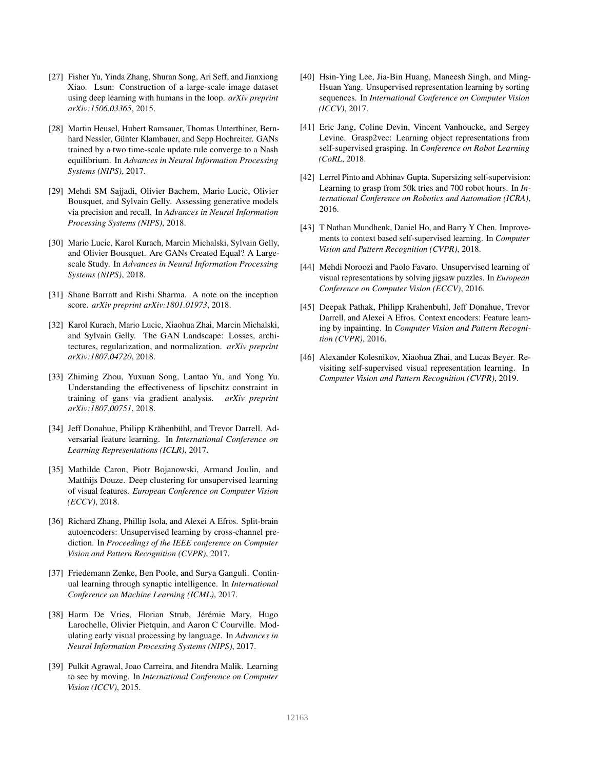[27] Fisher Yu, Yinda Zhang, Shuran Song, Ari Seff, and Jianxiong Xiao. Lsun: Construction of a large-scale image dataset using deep learning with humans in the loop. *arXiv preprint arXiv:1506.03365*, 2015.

[28] Martin Heusel, Hubert Ramsauer, Thomas Unterthiner, Bernhard Nessler, Günter Klambauer, and Sepp Hochreiter. GANs trained by a two time-scale update rule converge to a Nash equilibrium. In *Advances in Neural Information Processing Systems (NIPS)*, 2017.

[29] Mehdi SM Sajjadi, Olivier Bachem, Mario Lucic, Olivier Bousquet, and Sylvain Gelly. Assessing generative models via precision and recall. In *Advances in Neural Information Processing Systems (NIPS)*, 2018.

[30] Mario Lucic, Karol Kurach, Marcin Michalski, Sylvain Gelly, and Olivier Bousquet. Are GANs Created Equal? A Large-scale Study. In *Advances in Neural Information Processing Systems (NIPS)*, 2018.

[31] Shane Barratt and Rishi Sharma. A note on the inception score. *arXiv preprint arXiv:1801.01973*, 2018.

[32] Karol Kurach, Mario Lucic, Xiaohua Zhai, Marcin Michalski, and Sylvain Gelly. The GAN Landscape: Losses, architectures, regularization, and normalization. *arXiv preprint arXiv:1807.04720*, 2018.

[33] Zhiming Zhou, Yuxuan Song, Lantao Yu, and Yong Yu. Understanding the effectiveness of lipschitz constraint in training of gans via gradient analysis. *arXiv preprint arXiv:1807.00751*, 2018.

[34] Jeff Donahue, Philipp Krähenbühl, and Trevor Darrell. Adversarial feature learning. In *International Conference on Learning Representations (ICLR)*, 2017.

[35] Mathilde Caron, Piotr Bojanowski, Armand Joulin, and Matthijs Douze. Deep clustering for unsupervised learning of visual features. *European Conference on Computer Vision (ECCV)*, 2018.

[36] Richard Zhang, Phillip Isola, and Alexei A Efros. Split-brain autoencoders: Unsupervised learning by cross-channel prediction. In *Proceedings of the IEEE conference on Computer Vision and Pattern Recognition (CVPR)*, 2017.

[37] Friedemann Zenke, Ben Poole, and Surya Ganguli. Continual learning through synaptic intelligence. In *International Conference on Machine Learning (ICML)*, 2017.

[38] Harm De Vries, Florian Strub, Jérémie Mary, Hugo Larochelle, Olivier Pietquin, and Aaron C Courville. Modulating early visual processing by language. In *Advances in Neural Information Processing Systems (NIPS)*, 2017.

[39] Pulkit Agrawal, Joao Carreira, and Jitendra Malik. Learning to see by moving. In *International Conference on Computer Vision (ICCV)*, 2015.

[40] Hsin-Ying Lee, Jia-Bin Huang, Maneesh Singh, and Ming-Hsuan Yang. Unsupervised representation learning by sorting sequences. In *International Conference on Computer Vision (ICCV)*, 2017.

[41] Eric Jang, Coline Devin, Vincent Vanhoucke, and Sergey Levine. Grasp2vec: Learning object representations from self-supervised grasping. In *Conference on Robot Learning (CoRL*, 2018.

[42] Lerrel Pinto and Abhinav Gupta. Supersizing self-supervision: Learning to grasp from 50k tries and 700 robot hours. In *International Conference on Robotics and Automation (ICRA)*, 2016.

[43] T Nathan Mundhenk, Daniel Ho, and Barry Y Chen. Improvements to context based self-supervised learning. In *Computer Vision and Pattern Recognition (CVPR)*, 2018.

[44] Mehdi Noroozi and Paolo Favaro. Unsupervised learning of visual representations by solving jigsaw puzzles. In *European Conference on Computer Vision (ECCV)*, 2016.

[45] Deepak Pathak, Philipp Krahenbuhl, Jeff Donahue, Trevor Darrell, and Alexei A Efros. Context encoders: Feature learning by inpainting. In *Computer Vision and Pattern Recognition (CVPR)*, 2016.

[46] Alexander Kolesnikov, Xiaohua Zhai, and Lucas Beyer. Revisiting self-supervised visual representation learning. In *Computer Vision and Pattern Recognition (CVPR)*, 2019.